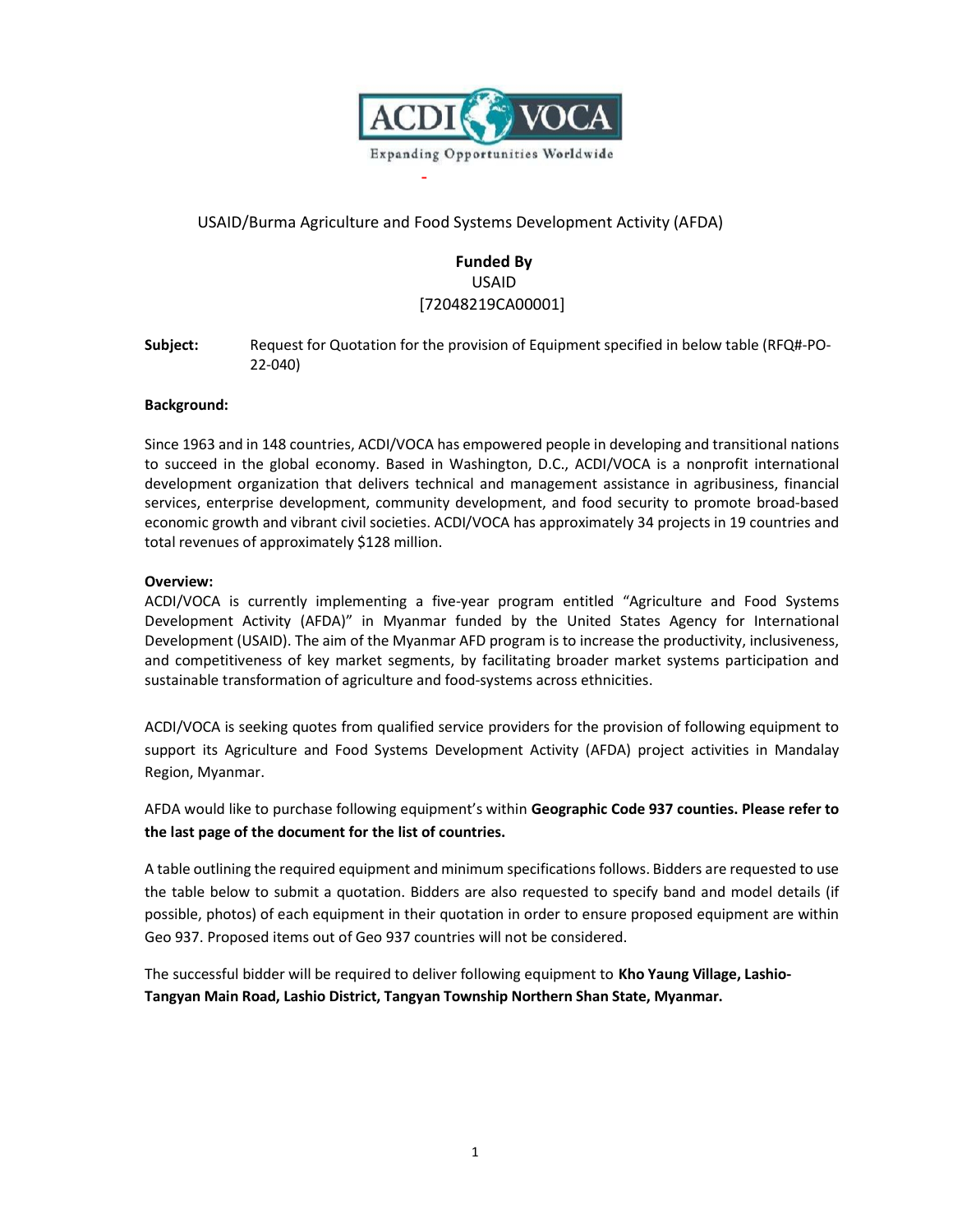ACDI VOCA

Expanding Opportunities Worldwide

USAID/Burma Agriculture and Food Systems Development Activity (AFDA)

**Funded By**
USAID
[72048219CA00001]

**Subject:** Request for Quotation for the provision of Equipment specified in below table (RFQ#-PO-22-040)

**Background:**

Since 1963 and in 148 countries, ACDI/VOCA has empowered people in developing and transitional nations to succeed in the global economy. Based in Washington, D.C., ACDI/VOCA is a nonprofit international development organization that delivers technical and management assistance in agribusiness, financial services, enterprise development, community development, and food security to promote broad-based economic growth and vibrant civil societies. ACDI/VOCA has approximately 34 projects in 19 countries and total revenues of approximately $128 million.

**Overview:**
ACDI/VOCA is currently implementing a five-year program entitled "Agriculture and Food Systems Development Activity (AFDA)" in Myanmar funded by the United States Agency for International Development (USAID). The aim of the Myanmar AFD program is to increase the productivity, inclusiveness, and competitiveness of key market segments, by facilitating broader market systems participation and sustainable transformation of agriculture and food-systems across ethnicities.

ACDI/VOCA is seeking quotes from qualified service providers for the provision of following equipment to support its Agriculture and Food Systems Development Activity (AFDA) project activities in Mandalay Region, Myanmar.

AFDA would like to purchase following equipment's within **Geographic Code 937 counties. Please refer to the last page of the document for the list of countries.**

A table outlining the required equipment and minimum specifications follows. Bidders are requested to use the table below to submit a quotation. Bidders are also requested to specify band and model details (if possible, photos) of each equipment in their quotation in order to ensure proposed equipment are within Geo 937. Proposed items out of Geo 937 countries will not be considered.

The successful bidder will be required to deliver following equipment to **Kho Yaung Village, Lashio-Tangyan Main Road, Lashio District, Tangyan Township Northern Shan State, Myanmar.**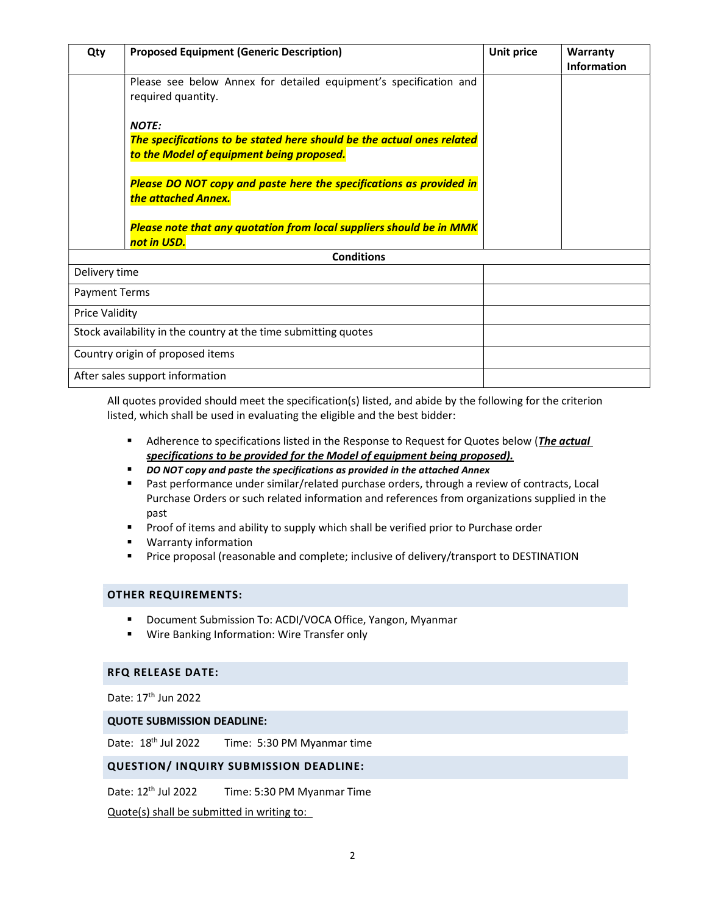| Qty | Proposed Equipment (Generic Description) | Unit price | Warranty Information |
|---|---|---|---|
| | Please see below Annex for detailed equipment's specification and required quantity.<br><br>***NOTE:***<br>***The specifications to be stated here should be the actual ones related to the Model of equipment being proposed.***<br><br>***Please DO NOT copy and paste here the specifications as provided in the attached Annex.***<br><br>***Please note that any quotation from local suppliers should be in MMK not in USD.*** | | |
| **Conditions** | | | |
| Delivery time | | | |
| Payment Terms | | | |
| Price Validity | | | |
| Stock availability in the country at the time submitting quotes | | | |
| Country origin of proposed items | | | |
| After sales support information | | | |

All quotes provided should meet the specification(s) listed, and abide by the following for the criterion listed, which shall be used in evaluating the eligible and the best bidder:

- Adherence to specifications listed in the Response to Request for Quotes below (***The actual specifications to be provided for the Model of equipment being proposed).***
- ***DO NOT copy and paste the specifications as provided in the attached Annex***
- Past performance under similar/related purchase orders, through a review of contracts, Local Purchase Orders or such related information and references from organizations supplied in the past
- Proof of items and ability to supply which shall be verified prior to Purchase order
- Warranty information
- Price proposal (reasonable and complete; inclusive of delivery/transport to DESTINATION

## OTHER REQUIREMENTS:

- Document Submission To: ACDI/VOCA Office, Yangon, Myanmar
- Wire Banking Information: Wire Transfer only

## RFQ RELEASE DATE:

Date: 17th Jun 2022

## QUOTE SUBMISSION DEADLINE:

Date: 18th Jul 2022 Time: 5:30 PM Myanmar time

## QUESTION/ INQUIRY SUBMISSION DEADLINE:

Date: 12th Jul 2022 Time: 5:30 PM Myanmar Time

Quote(s) shall be submitted in writing to: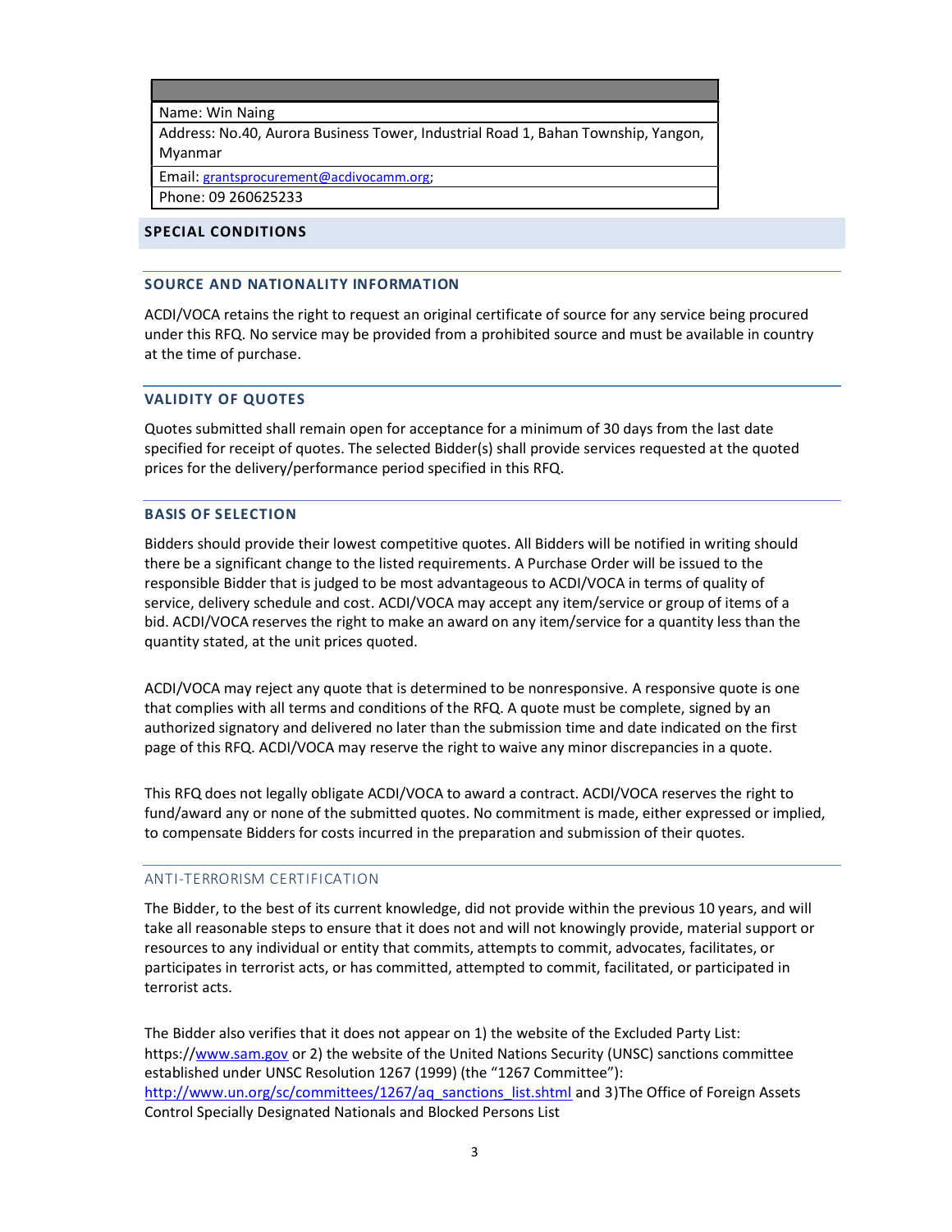| |
|---|
| Name: Win Naing |
| Address: No.40, Aurora Business Tower, Industrial Road 1, Bahan Township, Yangon, Myanmar |
| Email: grantsprocurement@acdivocamm.org; |
| Phone: 09 260625233 |

## SPECIAL CONDITIONS

### SOURCE AND NATIONALITY INFORMATION

ACDI/VOCA retains the right to request an original certificate of source for any service being procured under this RFQ. No service may be provided from a prohibited source and must be available in country at the time of purchase.

### VALIDITY OF QUOTES

Quotes submitted shall remain open for acceptance for a minimum of 30 days from the last date specified for receipt of quotes. The selected Bidder(s) shall provide services requested at the quoted prices for the delivery/performance period specified in this RFQ.

### BASIS OF SELECTION

Bidders should provide their lowest competitive quotes. All Bidders will be notified in writing should there be a significant change to the listed requirements. A Purchase Order will be issued to the responsible Bidder that is judged to be most advantageous to ACDI/VOCA in terms of quality of service, delivery schedule and cost. ACDI/VOCA may accept any item/service or group of items of a bid. ACDI/VOCA reserves the right to make an award on any item/service for a quantity less than the quantity stated, at the unit prices quoted.

ACDI/VOCA may reject any quote that is determined to be nonresponsive. A responsive quote is one that complies with all terms and conditions of the RFQ. A quote must be complete, signed by an authorized signatory and delivered no later than the submission time and date indicated on the first page of this RFQ. ACDI/VOCA may reserve the right to waive any minor discrepancies in a quote.

This RFQ does not legally obligate ACDI/VOCA to award a contract. ACDI/VOCA reserves the right to fund/award any or none of the submitted quotes. No commitment is made, either expressed or implied, to compensate Bidders for costs incurred in the preparation and submission of their quotes.

### ANTI-TERRORISM CERTIFICATION

The Bidder, to the best of its current knowledge, did not provide within the previous 10 years, and will take all reasonable steps to ensure that it does not and will not knowingly provide, material support or resources to any individual or entity that commits, attempts to commit, advocates, facilitates, or participates in terrorist acts, or has committed, attempted to commit, facilitated, or participated in terrorist acts.

The Bidder also verifies that it does not appear on 1) the website of the Excluded Party List: https://www.sam.gov or 2) the website of the United Nations Security (UNSC) sanctions committee established under UNSC Resolution 1267 (1999) (the "1267 Committee"): http://www.un.org/sc/committees/1267/aq_sanctions_list.shtml and 3)The Office of Foreign Assets Control Specially Designated Nationals and Blocked Persons List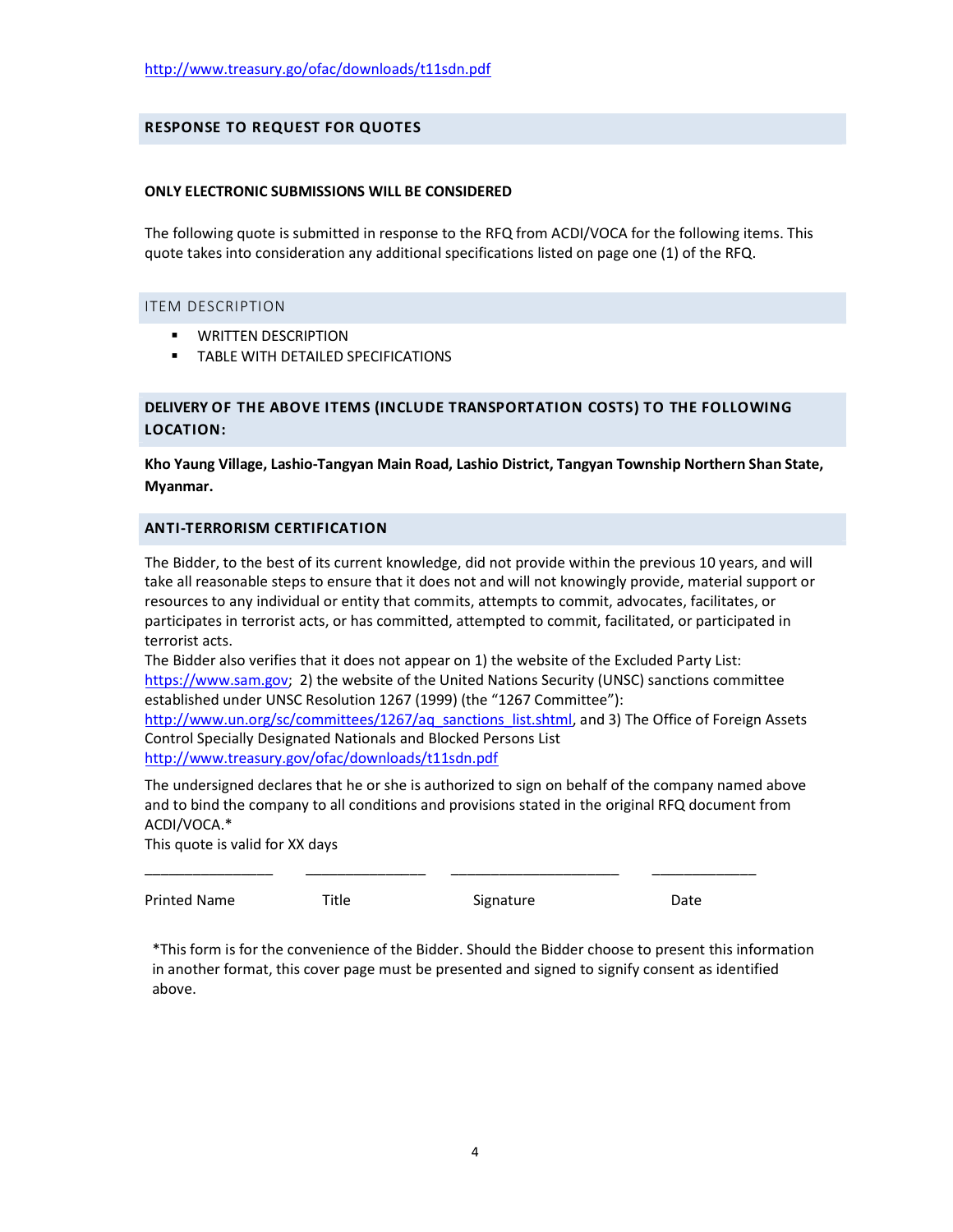http://www.treasury.go/ofac/downloads/t11sdn.pdf

## RESPONSE TO REQUEST FOR QUOTES

**ONLY ELECTRONIC SUBMISSIONS WILL BE CONSIDERED**

The following quote is submitted in response to the RFQ from ACDI/VOCA for the following items. This quote takes into consideration any additional specifications listed on page one (1) of the RFQ.

## ITEM DESCRIPTION

- WRITTEN DESCRIPTION
- TABLE WITH DETAILED SPECIFICATIONS

## DELIVERY OF THE ABOVE ITEMS (INCLUDE TRANSPORTATION COSTS) TO THE FOLLOWING LOCATION:

**Kho Yaung Village, Lashio-Tangyan Main Road, Lashio District, Tangyan Township Northern Shan State, Myanmar.**

## ANTI-TERRORISM CERTIFICATION

The Bidder, to the best of its current knowledge, did not provide within the previous 10 years, and will take all reasonable steps to ensure that it does not and will not knowingly provide, material support or resources to any individual or entity that commits, attempts to commit, advocates, facilitates, or participates in terrorist acts, or has committed, attempted to commit, facilitated, or participated in terrorist acts.
The Bidder also verifies that it does not appear on 1) the website of the Excluded Party List: https://www.sam.gov; 2) the website of the United Nations Security (UNSC) sanctions committee established under UNSC Resolution 1267 (1999) (the "1267 Committee"): http://www.un.org/sc/committees/1267/aq_sanctions_list.shtml, and 3) The Office of Foreign Assets Control Specially Designated Nationals and Blocked Persons List http://www.treasury.gov/ofac/downloads/t11sdn.pdf

The undersigned declares that he or she is authorized to sign on behalf of the company named above and to bind the company to all conditions and provisions stated in the original RFQ document from ACDI/VOCA.*
This quote is valid for XX days

| ________________ | _______________ | _____________________ | _____________ |
|---|---|---|---|
| Printed Name | Title | Signature | Date |

*This form is for the convenience of the Bidder. Should the Bidder choose to present this information in another format, this cover page must be presented and signed to signify consent as identified above.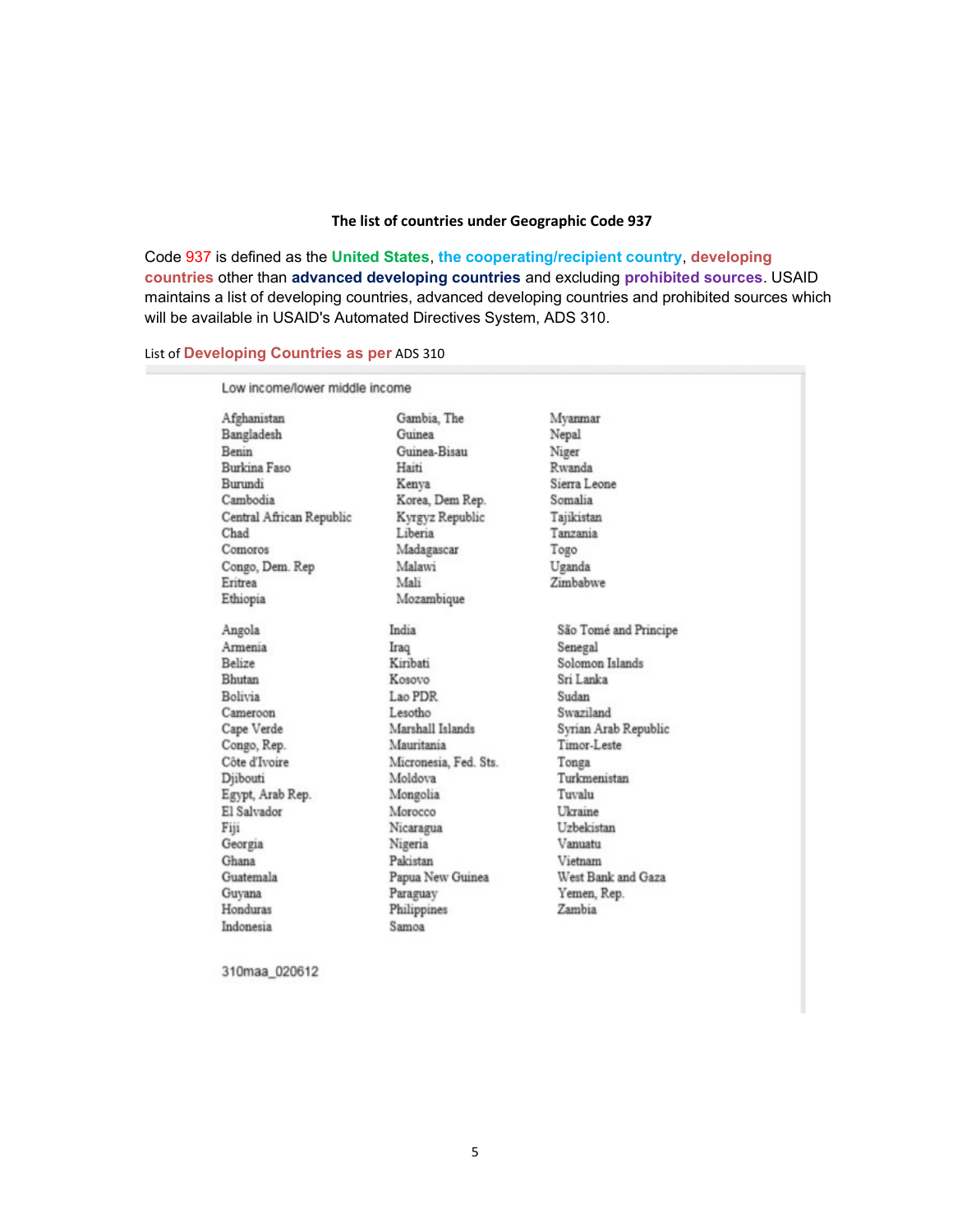**The list of countries under Geographic Code 937**

Code 937 is defined as the **United States**, **the cooperating/recipient country**, **developing countries** other than **advanced developing countries** and excluding **prohibited sources**. USAID maintains a list of developing countries, advanced developing countries and prohibited sources which will be available in USAID's Automated Directives System, ADS 310.

List of **Developing Countries as per** ADS 310

Low income/lower middle income

Afghanistan
Bangladesh
Benin
Burkina Faso
Burundi
Cambodia
Central African Republic
Chad
Comoros
Congo, Dem. Rep
Eritrea
Ethiopia
Gambia, The
Guinea
Guinea-Bisau
Haiti
Kenya
Korea, Dem Rep.
Kyrgyz Republic
Liberia
Madagascar
Malawi
Mali
Mozambique
Myanmar
Nepal
Niger
Rwanda
Sierra Leone
Somalia
Tajikistan
Tanzania
Togo
Uganda
Zimbabwe

Angola
Armenia
Belize
Bhutan
Bolivia
Cameroon
Cape Verde
Congo, Rep.
Côte d'Ivoire
Djibouti
Egypt, Arab Rep.
El Salvador
Fiji
Georgia
Ghana
Guatemala
Guyana
Honduras
Indonesia
India
Iraq
Kiribati
Kosovo
Lao PDR
Lesotho
Marshall Islands
Mauritania
Micronesia, Fed. Sts.
Moldova
Mongolia
Morocco
Nicaragua
Nigeria
Pakistan
Papua New Guinea
Paraguay
Philippines
Samoa
São Tomé and Principe
Senegal
Solomon Islands
Sri Lanka
Sudan
Swaziland
Syrian Arab Republic
Timor-Leste
Tonga
Turkmenistan
Tuvalu
Ukraine
Uzbekistan
Vanuatu
Vietnam
West Bank and Gaza
Yemen, Rep.
Zambia

310maa_020612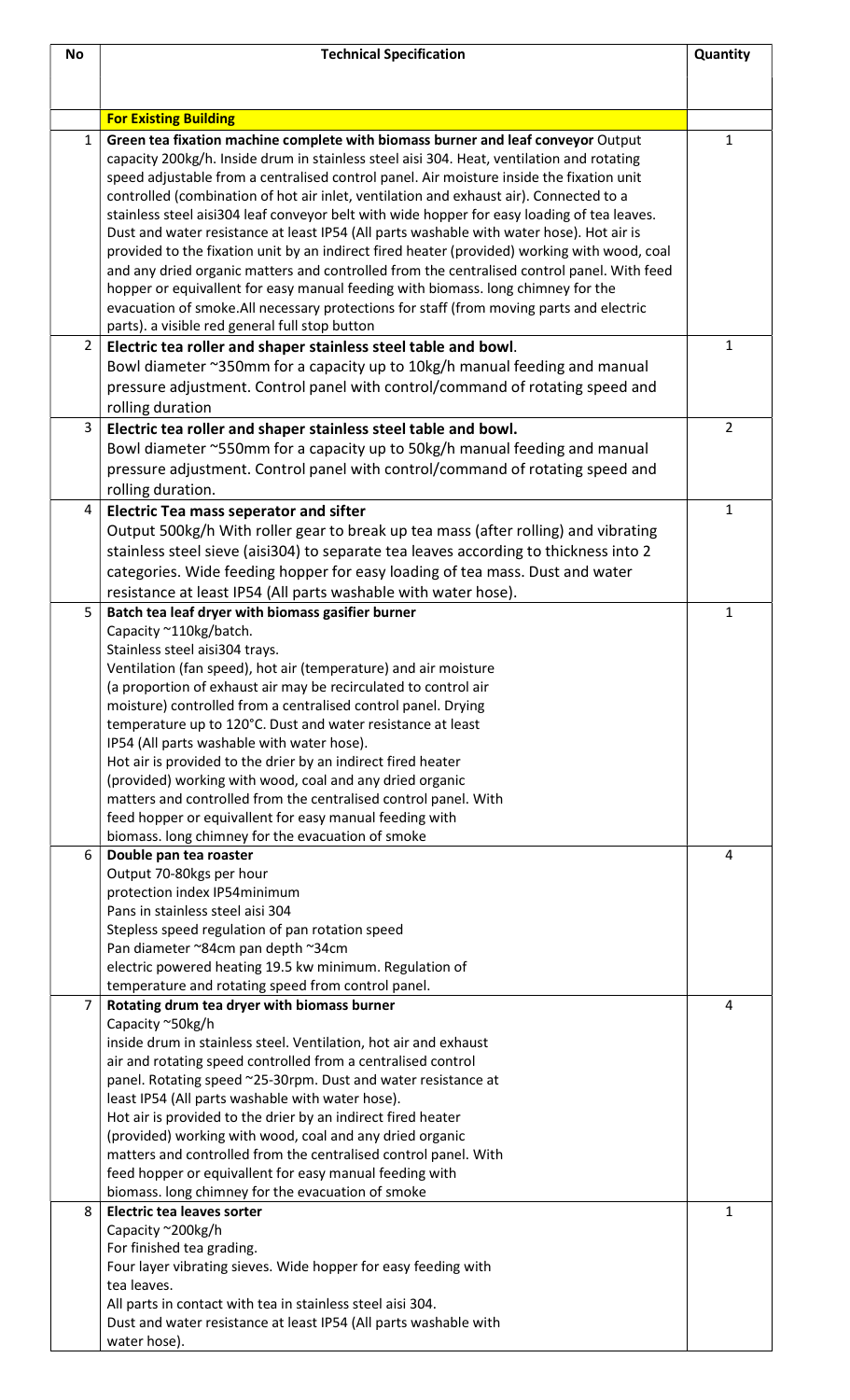| No | Technical Specification | Quantity |
| --- | --- | --- |
| | **For Existing Building** | |
| 1 | **Green tea fixation machine complete with biomass burner and leaf conveyor** Output capacity 200kg/h. Inside drum in stainless steel aisi 304. Heat, ventilation and rotating speed adjustable from a centralised control panel. Air moisture inside the fixation unit controlled (combination of hot air inlet, ventilation and exhaust air). Connected to a stainless steel aisi304 leaf conveyor belt with wide hopper for easy loading of tea leaves. Dust and water resistance at least IP54 (All parts washable with water hose). Hot air is provided to the fixation unit by an indirect fired heater (provided) working with wood, coal and any dried organic matters and controlled from the centralised control panel. With feed hopper or equivallent for easy manual feeding with biomass. long chimney for the evacuation of smoke.All necessary protections for staff (from moving parts and electric parts). a visible red general full stop button | 1 |
| 2 | **Electric tea roller and shaper stainless steel table and bowl**. Bowl diameter ~350mm for a capacity up to 10kg/h manual feeding and manual pressure adjustment. Control panel with control/command of rotating speed and rolling duration | 1 |
| 3 | **Electric tea roller and shaper stainless steel table and bowl.** Bowl diameter ~550mm for a capacity up to 50kg/h manual feeding and manual pressure adjustment. Control panel with control/command of rotating speed and rolling duration. | 2 |
| 4 | **Electric Tea mass seperator and sifter** Output 500kg/h With roller gear to break up tea mass (after rolling) and vibrating stainless steel sieve (aisi304) to separate tea leaves according to thickness into 2 categories. Wide feeding hopper for easy loading of tea mass. Dust and water resistance at least IP54 (All parts washable with water hose). | 1 |
| 5 | **Batch tea leaf dryer with biomass gasifier burner** Capacity ~110kg/batch. Stainless steel aisi304 trays. Ventilation (fan speed), hot air (temperature) and air moisture (a proportion of exhaust air may be recirculated to control air moisture) controlled from a centralised control panel. Drying temperature up to 120°C. Dust and water resistance at least IP54 (All parts washable with water hose). Hot air is provided to the drier by an indirect fired heater (provided) working with wood, coal and any dried organic matters and controlled from the centralised control panel. With feed hopper or equivallent for easy manual feeding with biomass. long chimney for the evacuation of smoke | 1 |
| 6 | **Double pan tea roaster** Output 70-80kgs per hour protection index IP54minimum Pans in stainless steel aisi 304 Stepless speed regulation of pan rotation speed Pan diameter ~84cm pan depth ~34cm electric powered heating 19.5 kw minimum. Regulation of temperature and rotating speed from control panel. | 4 |
| 7 | **Rotating drum tea dryer with biomass burner** Capacity ~50kg/h inside drum in stainless steel. Ventilation, hot air and exhaust air and rotating speed controlled from a centralised control panel. Rotating speed ~25-30rpm. Dust and water resistance at least IP54 (All parts washable with water hose). Hot air is provided to the drier by an indirect fired heater (provided) working with wood, coal and any dried organic matters and controlled from the centralised control panel. With feed hopper or equivallent for easy manual feeding with biomass. long chimney for the evacuation of smoke | 4 |
| 8 | **Electric tea leaves sorter** Capacity ~200kg/h For finished tea grading. Four layer vibrating sieves. Wide hopper for easy feeding with tea leaves. All parts in contact with tea in stainless steel aisi 304. Dust and water resistance at least IP54 (All parts washable with water hose). | 1 |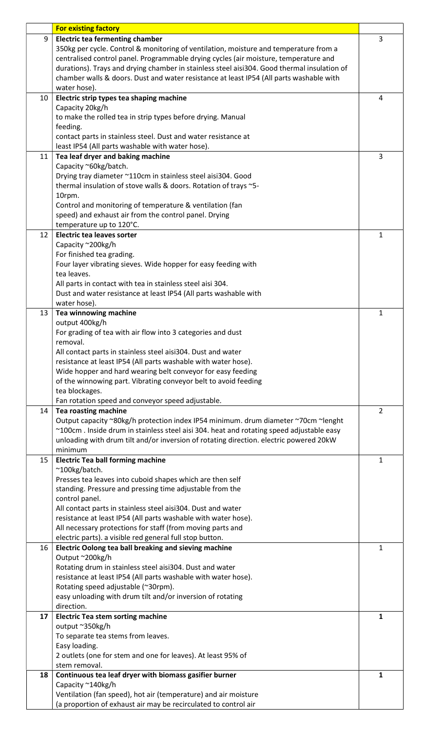| | **For existing factory** | |
|---|---|---|
| 9 | **Electric tea fermenting chamber**<br>350kg per cycle. Control & monitoring of ventilation, moisture and temperature from a centralised control panel. Programmable drying cycles (air moisture, temperature and durations). Trays and drying chamber in stainless steel aisi304. Good thermal insulation of chamber walls & doors. Dust and water resistance at least IP54 (All parts washable with water hose). | 3 |
| 10 | **Electric strip types tea shaping machine**<br>Capacity 20kg/h<br>to make the rolled tea in strip types before drying. Manual feeding.<br>contact parts in stainless steel. Dust and water resistance at least IP54 (All parts washable with water hose). | 4 |
| 11 | **Tea leaf dryer and baking machine**<br>Capacity ~60kg/batch.<br>Drying tray diameter ~110cm in stainless steel aisi304. Good thermal insulation of stove walls & doors. Rotation of trays ~5-10rpm.<br>Control and monitoring of temperature & ventilation (fan speed) and exhaust air from the control panel. Drying temperature up to 120°C. | 3 |
| 12 | **Electric tea leaves sorter**<br>Capacity ~200kg/h<br>For finished tea grading.<br>Four layer vibrating sieves. Wide hopper for easy feeding with tea leaves.<br>All parts in contact with tea in stainless steel aisi 304.<br>Dust and water resistance at least IP54 (All parts washable with water hose). | 1 |
| 13 | **Tea winnowing machine**<br>output 400kg/h<br>For grading of tea with air flow into 3 categories and dust removal.<br>All contact parts in stainless steel aisi304. Dust and water resistance at least IP54 (All parts washable with water hose).<br>Wide hopper and hard wearing belt conveyor for easy feeding of the winnowing part. Vibrating conveyor belt to avoid feeding tea blockages.<br>Fan rotation speed and conveyor speed adjustable. | 1 |
| 14 | **Tea roasting machine**<br>Output capacity ~80kg/h protection index IP54 minimum. drum diameter ~70cm ~lenght ~100cm . Inside drum in stainless steel aisi 304. heat and rotating speed adjustable easy unloading with drum tilt and/or inversion of rotating direction. electric powered 20kW minimum | 2 |
| 15 | **Electric Tea ball forming machine**<br>~100kg/batch.<br>Presses tea leaves into cuboid shapes which are then self standing. Pressure and pressing time adjustable from the control panel.<br>All contact parts in stainless steel aisi304. Dust and water resistance at least IP54 (All parts washable with water hose).<br>All necessary protections for staff (from moving parts and electric parts). a visible red general full stop button. | 1 |
| 16 | **Electric Oolong tea ball breaking and sieving machine**<br>Output ~200kg/h<br>Rotating drum in stainless steel aisi304. Dust and water resistance at least IP54 (All parts washable with water hose).<br>Rotating speed adjustable (~30rpm).<br>easy unloading with drum tilt and/or inversion of rotating direction. | 1 |
| **17** | **Electric Tea stem sorting machine**<br>output ~350kg/h<br>To separate tea stems from leaves.<br>Easy loading.<br>2 outlets (one for stem and one for leaves). At least 95% of stem removal. | **1** |
| **18** | **Continuous tea leaf dryer with biomass gasifier burner**<br>Capacity ~140kg/h<br>Ventilation (fan speed), hot air (temperature) and air moisture (a proportion of exhaust air may be recirculated to control air | **1** |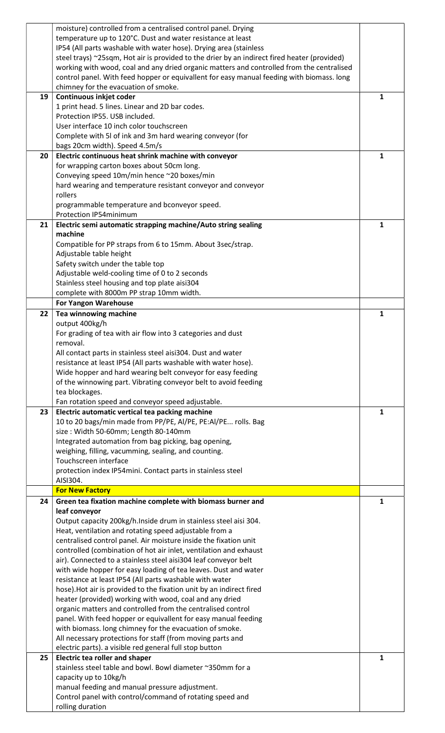|  |  |  |
|---|---|---|
|  | moisture) controlled from a centralised control panel. Drying temperature up to 120°C. Dust and water resistance at least IP54 (All parts washable with water hose). Drying area (stainless steel trays) ~25sqm, Hot air is provided to the drier by an indirect fired heater (provided) working with wood, coal and any dried organic matters and controlled from the centralised control panel. With feed hopper or equivalent for easy manual feeding with biomass. long chimney for the evacuation of smoke. |  |
| 19 | **Continuous inkjet coder**<br>1 print head. 5 lines. Linear and 2D bar codes.<br>Protection IP55. USB included.<br>User interface 10 inch color touchscreen<br>Complete with 5l of ink and 3m hard wearing conveyor (for bags 20cm width). Speed 4.5m/s | 1 |
| 20 | **Electric continuous heat shrink machine with conveyor**<br>for wrapping carton boxes about 50cm long.<br>Conveying speed 10m/min hence ~20 boxes/min<br>hard wearing and temperature resistant conveyor and conveyor rollers<br>programmable temperature and bconveyor speed.<br>Protection IP54minimum | 1 |
| 21 | **Electric semi automatic strapping machine/Auto string sealing machine**<br>Compatible for PP straps from 6 to 15mm. About 3sec/strap.<br>Adjustable table height<br>Safety switch under the table top<br>Adjustable weld-cooling time of 0 to 2 seconds<br>Stainless steel housing and top plate aisi304<br>complete with 8000m PP strap 10mm width. | 1 |
|  | **For Yangon Warehouse** |  |
| 22 | **Tea winnowing machine**<br>output 400kg/h<br>For grading of tea with air flow into 3 categories and dust removal.<br>All contact parts in stainless steel aisi304. Dust and water resistance at least IP54 (All parts washable with water hose).<br>Wide hopper and hard wearing belt conveyor for easy feeding of the winnowing part. Vibrating conveyor belt to avoid feeding tea blockages.<br>Fan rotation speed and conveyor speed adjustable. | 1 |
| 23 | **Electric automatic vertical tea packing machine**<br>10 to 20 bags/min made from PP/PE, Al/PE, PE:Al/PE... rolls. Bag size : Width 50-60mm; Length 80-140mm<br>Integrated automation from bag picking, bag opening, weighing, filling, vacumming, sealing, and counting.<br>Touchscreen interface<br>protection index IP54mini. Contact parts in stainless steel AISI304. | 1 |
|  | **For New Factory** |  |
| 24 | **Green tea fixation machine complete with biomass burner and leaf conveyor**<br>Output capacity 200kg/h.Inside drum in stainless steel aisi 304.<br>Heat, ventilation and rotating speed adjustable from a centralised control panel. Air moisture inside the fixation unit controlled (combination of hot air inlet, ventilation and exhaust air). Connected to a stainless steel aisi304 leaf conveyor belt with wide hopper for easy loading of tea leaves. Dust and water resistance at least IP54 (All parts washable with water hose).Hot air is provided to the fixation unit by an indirect fired heater (provided) working with wood, coal and any dried organic matters and controlled from the centralised control panel. With feed hopper or equivalent for easy manual feeding with biomass. long chimney for the evacuation of smoke.<br>All necessary protections for staff (from moving parts and electric parts). a visible red general full stop button | 1 |
| 25 | **Electric tea roller and shaper**<br>stainless steel table and bowl. Bowl diameter ~350mm for a capacity up to 10kg/h<br>manual feeding and manual pressure adjustment.<br>Control panel with control/command of rotating speed and rolling duration | 1 |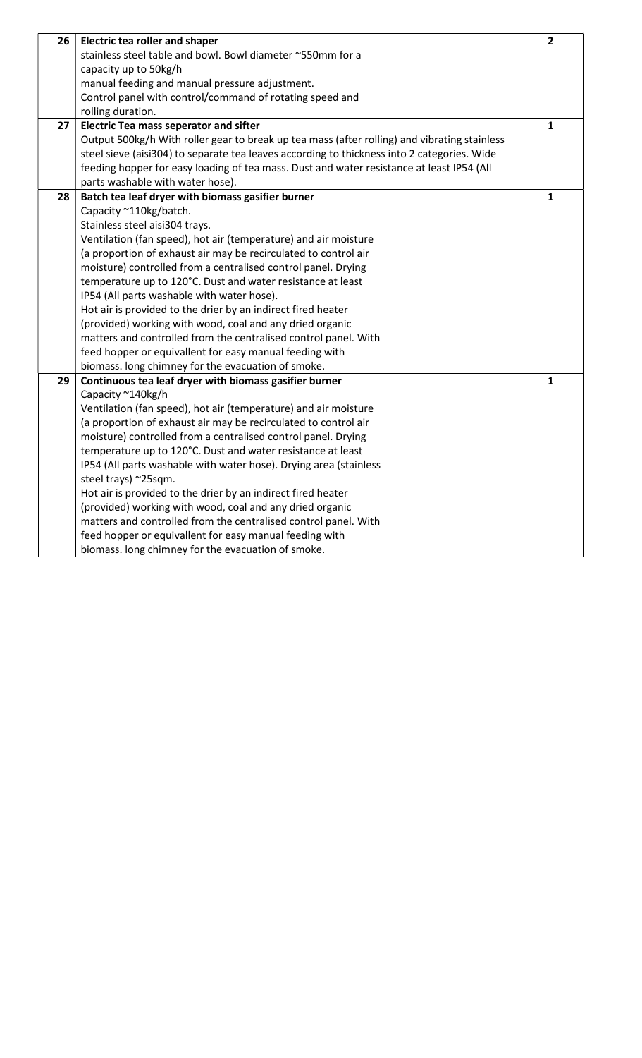| | | |
|---|---|---|
| 26 | **Electric tea roller and shaper**<br>stainless steel table and bowl. Bowl diameter ~550mm for a capacity up to 50kg/h<br>manual feeding and manual pressure adjustment.<br>Control panel with control/command of rotating speed and rolling duration. | 2 |
| 27 | **Electric Tea mass seperator and sifter**<br>Output 500kg/h With roller gear to break up tea mass (after rolling) and vibrating stainless steel sieve (aisi304) to separate tea leaves according to thickness into 2 categories. Wide feeding hopper for easy loading of tea mass. Dust and water resistance at least IP54 (All parts washable with water hose). | 1 |
| 28 | **Batch tea leaf dryer with biomass gasifier burner**<br>Capacity ~110kg/batch.<br>Stainless steel aisi304 trays.<br>Ventilation (fan speed), hot air (temperature) and air moisture (a proportion of exhaust air may be recirculated to control air moisture) controlled from a centralised control panel. Drying temperature up to 120°C. Dust and water resistance at least IP54 (All parts washable with water hose).<br>Hot air is provided to the drier by an indirect fired heater (provided) working with wood, coal and any dried organic matters and controlled from the centralised control panel. With feed hopper or equivallent for easy manual feeding with biomass. long chimney for the evacuation of smoke. | 1 |
| 29 | **Continuous tea leaf dryer with biomass gasifier burner**<br>Capacity ~140kg/h<br>Ventilation (fan speed), hot air (temperature) and air moisture (a proportion of exhaust air may be recirculated to control air moisture) controlled from a centralised control panel. Drying temperature up to 120°C. Dust and water resistance at least IP54 (All parts washable with water hose). Drying area (stainless steel trays) ~25sqm.<br>Hot air is provided to the drier by an indirect fired heater (provided) working with wood, coal and any dried organic matters and controlled from the centralised control panel. With feed hopper or equivallent for easy manual feeding with biomass. long chimney for the evacuation of smoke. | 1 |